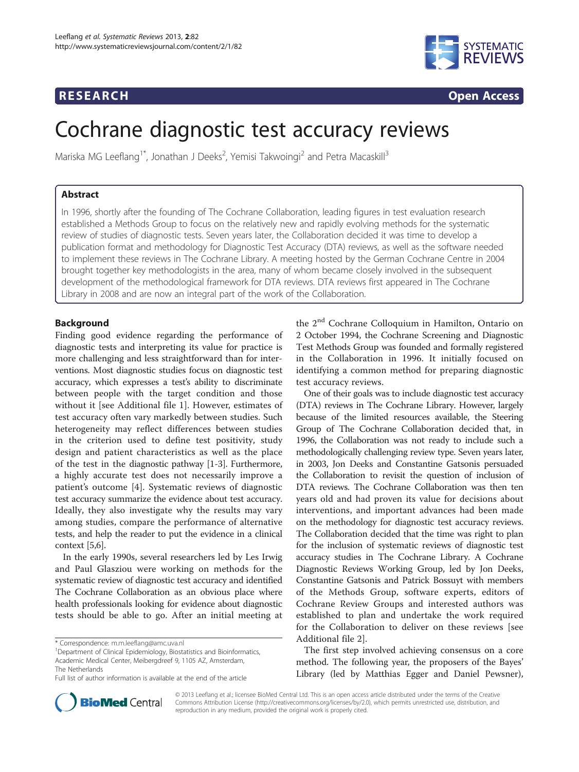**RESEARCH** **Open Access**

# Cochrane diagnostic test accuracy reviews

Mariska MG Leeflang[1*], Jonathan J Deeks[2], Yemisi Takwoingi[2] and Petra Macaskill[3]

## Abstract

In 1996, shortly after the founding of The Cochrane Collaboration, leading figures in test evaluation research established a Methods Group to focus on the relatively new and rapidly evolving methods for the systematic review of studies of diagnostic tests. Seven years later, the Collaboration decided it was time to develop a publication format and methodology for Diagnostic Test Accuracy (DTA) reviews, as well as the software needed to implement these reviews in The Cochrane Library. A meeting hosted by the German Cochrane Centre in 2004 brought together key methodologists in the area, many of whom became closely involved in the subsequent development of the methodological framework for DTA reviews. DTA reviews first appeared in The Cochrane Library in 2008 and are now an integral part of the work of the Collaboration.

## Background

Finding good evidence regarding the performance of diagnostic tests and interpreting its value for practice is more challenging and less straightforward than for interventions. Most diagnostic studies focus on diagnostic test accuracy, which expresses a test's ability to discriminate between people with the target condition and those without it [see Additional file 1]. However, estimates of test accuracy often vary markedly between studies. Such heterogeneity may reflect differences between studies in the criterion used to define test positivity, study design and patient characteristics as well as the place of the test in the diagnostic pathway [1-3]. Furthermore, a highly accurate test does not necessarily improve a patient's outcome [4]. Systematic reviews of diagnostic test accuracy summarize the evidence about test accuracy. Ideally, they also investigate why the results may vary among studies, compare the performance of alternative tests, and help the reader to put the evidence in a clinical context [5,6].

In the early 1990s, several researchers led by Les Irwig and Paul Glasziou were working on methods for the systematic review of diagnostic test accuracy and identified The Cochrane Collaboration as an obvious place where health professionals looking for evidence about diagnostic tests should be able to go. After an initial meeting at the 2nd Cochrane Colloquium in Hamilton, Ontario on 2 October 1994, the Cochrane Screening and Diagnostic Test Methods Group was founded and formally registered in the Collaboration in 1996. It initially focused on identifying a common method for preparing diagnostic test accuracy reviews.

One of their goals was to include diagnostic test accuracy (DTA) reviews in The Cochrane Library. However, largely because of the limited resources available, the Steering Group of The Cochrane Collaboration decided that, in 1996, the Collaboration was not ready to include such a methodologically challenging review type. Seven years later, in 2003, Jon Deeks and Constantine Gatsonis persuaded the Collaboration to revisit the question of inclusion of DTA reviews. The Cochrane Collaboration was then ten years old and had proven its value for decisions about interventions, and important advances had been made on the methodology for diagnostic test accuracy reviews. The Collaboration decided that the time was right to plan for the inclusion of systematic reviews of diagnostic test accuracy studies in The Cochrane Library. A Cochrane Diagnostic Reviews Working Group, led by Jon Deeks, Constantine Gatsonis and Patrick Bossuyt with members of the Methods Group, software experts, editors of Cochrane Review Groups and interested authors was established to plan and undertake the work required for the Collaboration to deliver on these reviews [see Additional file 2].

The first step involved achieving consensus on a core method. The following year, the proposers of the Bayes' Library (led by Matthias Egger and Daniel Pewsner),

\* Correspondence: m.m.leeflang@amc.uva.nl
[1]Department of Clinical Epidemiology, Biostatistics and Bioinformatics, Academic Medical Center, Meibergdreef 9, 1105 AZ, Amsterdam, The Netherlands
Full list of author information is available at the end of the article

© 2013 Leeflang et al.; licensee BioMed Central Ltd. This is an open access article distributed under the terms of the Creative Commons Attribution License (http://creativecommons.org/licenses/by/2.0), which permits unrestricted use, distribution, and reproduction in any medium, provided the original work is properly cited.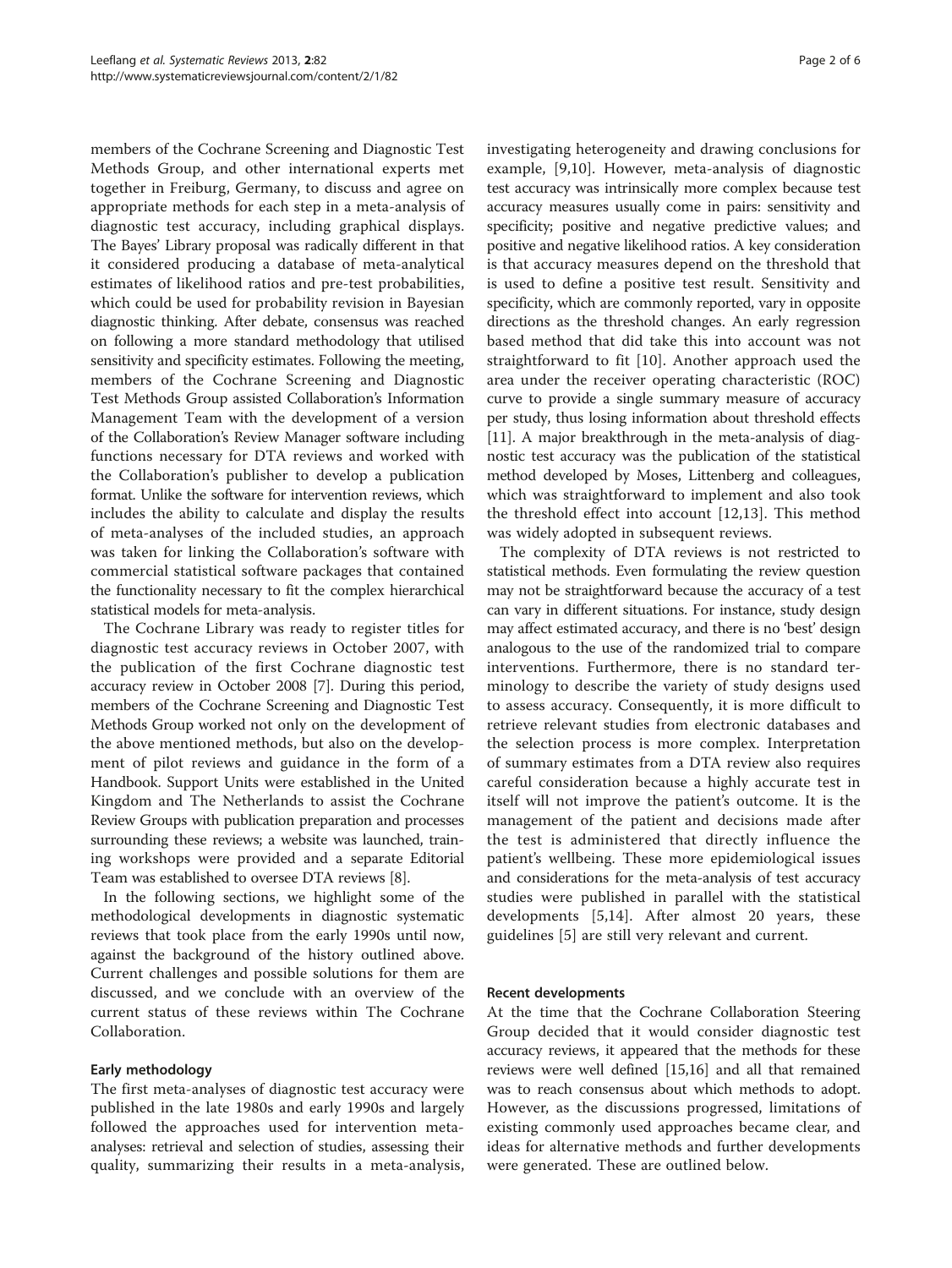members of the Cochrane Screening and Diagnostic Test Methods Group, and other international experts met together in Freiburg, Germany, to discuss and agree on appropriate methods for each step in a meta-analysis of diagnostic test accuracy, including graphical displays. The Bayes' Library proposal was radically different in that it considered producing a database of meta-analytical estimates of likelihood ratios and pre-test probabilities, which could be used for probability revision in Bayesian diagnostic thinking. After debate, consensus was reached on following a more standard methodology that utilised sensitivity and specificity estimates. Following the meeting, members of the Cochrane Screening and Diagnostic Test Methods Group assisted Collaboration's Information Management Team with the development of a version of the Collaboration's Review Manager software including functions necessary for DTA reviews and worked with the Collaboration's publisher to develop a publication format. Unlike the software for intervention reviews, which includes the ability to calculate and display the results of meta-analyses of the included studies, an approach was taken for linking the Collaboration's software with commercial statistical software packages that contained the functionality necessary to fit the complex hierarchical statistical models for meta-analysis.

The Cochrane Library was ready to register titles for diagnostic test accuracy reviews in October 2007, with the publication of the first Cochrane diagnostic test accuracy review in October 2008 [7]. During this period, members of the Cochrane Screening and Diagnostic Test Methods Group worked not only on the development of the above mentioned methods, but also on the development of pilot reviews and guidance in the form of a Handbook. Support Units were established in the United Kingdom and The Netherlands to assist the Cochrane Review Groups with publication preparation and processes surrounding these reviews; a website was launched, training workshops were provided and a separate Editorial Team was established to oversee DTA reviews [8].

In the following sections, we highlight some of the methodological developments in diagnostic systematic reviews that took place from the early 1990s until now, against the background of the history outlined above. Current challenges and possible solutions for them are discussed, and we conclude with an overview of the current status of these reviews within The Cochrane Collaboration.

### Early methodology

The first meta-analyses of diagnostic test accuracy were published in the late 1980s and early 1990s and largely followed the approaches used for intervention meta-analyses: retrieval and selection of studies, assessing their quality, summarizing their results in a meta-analysis, investigating heterogeneity and drawing conclusions for example, [9,10]. However, meta-analysis of diagnostic test accuracy was intrinsically more complex because test accuracy measures usually come in pairs: sensitivity and specificity; positive and negative predictive values; and positive and negative likelihood ratios. A key consideration is that accuracy measures depend on the threshold that is used to define a positive test result. Sensitivity and specificity, which are commonly reported, vary in opposite directions as the threshold changes. An early regression based method that did take this into account was not straightforward to fit [10]. Another approach used the area under the receiver operating characteristic (ROC) curve to provide a single summary measure of accuracy per study, thus losing information about threshold effects [11]. A major breakthrough in the meta-analysis of diagnostic test accuracy was the publication of the statistical method developed by Moses, Littenberg and colleagues, which was straightforward to implement and also took the threshold effect into account [12,13]. This method was widely adopted in subsequent reviews.

The complexity of DTA reviews is not restricted to statistical methods. Even formulating the review question may not be straightforward because the accuracy of a test can vary in different situations. For instance, study design may affect estimated accuracy, and there is no 'best' design analogous to the use of the randomized trial to compare interventions. Furthermore, there is no standard terminology to describe the variety of study designs used to assess accuracy. Consequently, it is more difficult to retrieve relevant studies from electronic databases and the selection process is more complex. Interpretation of summary estimates from a DTA review also requires careful consideration because a highly accurate test in itself will not improve the patient's outcome. It is the management of the patient and decisions made after the test is administered that directly influence the patient's wellbeing. These more epidemiological issues and considerations for the meta-analysis of test accuracy studies were published in parallel with the statistical developments [5,14]. After almost 20 years, these guidelines [5] are still very relevant and current.

### Recent developments

At the time that the Cochrane Collaboration Steering Group decided that it would consider diagnostic test accuracy reviews, it appeared that the methods for these reviews were well defined [15,16] and all that remained was to reach consensus about which methods to adopt. However, as the discussions progressed, limitations of existing commonly used approaches became clear, and ideas for alternative methods and further developments were generated. These are outlined below.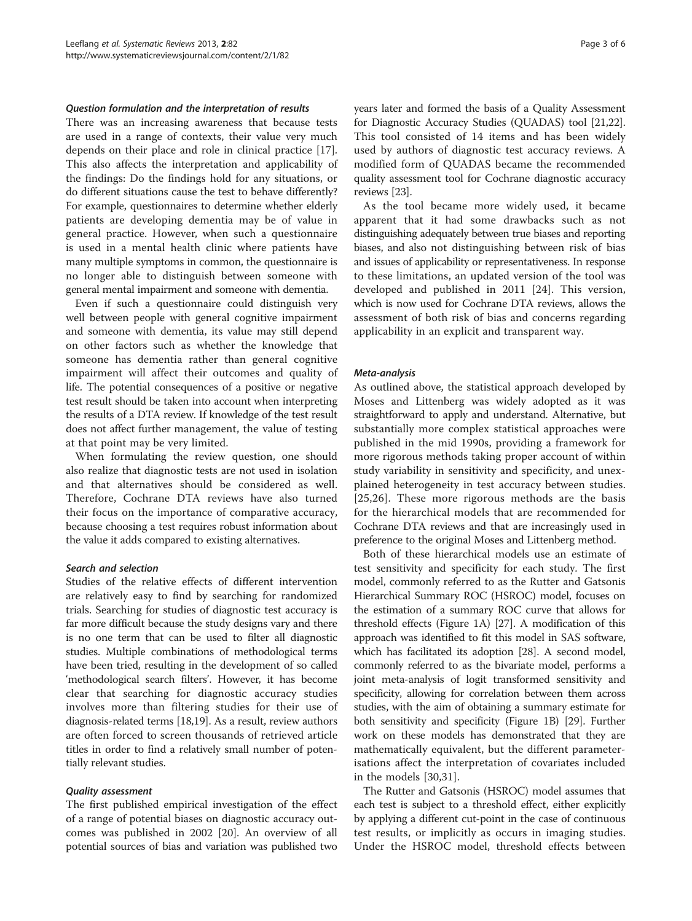#### *Question formulation and the interpretation of results*

There was an increasing awareness that because tests are used in a range of contexts, their value very much depends on their place and role in clinical practice [17]. This also affects the interpretation and applicability of the findings: Do the findings hold for any situations, or do different situations cause the test to behave differently? For example, questionnaires to determine whether elderly patients are developing dementia may be of value in general practice. However, when such a questionnaire is used in a mental health clinic where patients have many multiple symptoms in common, the questionnaire is no longer able to distinguish between someone with general mental impairment and someone with dementia.

Even if such a questionnaire could distinguish very well between people with general cognitive impairment and someone with dementia, its value may still depend on other factors such as whether the knowledge that someone has dementia rather than general cognitive impairment will affect their outcomes and quality of life. The potential consequences of a positive or negative test result should be taken into account when interpreting the results of a DTA review. If knowledge of the test result does not affect further management, the value of testing at that point may be very limited.

When formulating the review question, one should also realize that diagnostic tests are not used in isolation and that alternatives should be considered as well. Therefore, Cochrane DTA reviews have also turned their focus on the importance of comparative accuracy, because choosing a test requires robust information about the value it adds compared to existing alternatives.

#### *Search and selection*

Studies of the relative effects of different intervention are relatively easy to find by searching for randomized trials. Searching for studies of diagnostic test accuracy is far more difficult because the study designs vary and there is no one term that can be used to filter all diagnostic studies. Multiple combinations of methodological terms have been tried, resulting in the development of so called 'methodological search filters'. However, it has become clear that searching for diagnostic accuracy studies involves more than filtering studies for their use of diagnosis-related terms [18,19]. As a result, review authors are often forced to screen thousands of retrieved article titles in order to find a relatively small number of potentially relevant studies.

#### *Quality assessment*

The first published empirical investigation of the effect of a range of potential biases on diagnostic accuracy outcomes was published in 2002 [20]. An overview of all potential sources of bias and variation was published two years later and formed the basis of a Quality Assessment for Diagnostic Accuracy Studies (QUADAS) tool [21,22]. This tool consisted of 14 items and has been widely used by authors of diagnostic test accuracy reviews. A modified form of QUADAS became the recommended quality assessment tool for Cochrane diagnostic accuracy reviews [23].

As the tool became more widely used, it became apparent that it had some drawbacks such as not distinguishing adequately between true biases and reporting biases, and also not distinguishing between risk of bias and issues of applicability or representativeness. In response to these limitations, an updated version of the tool was developed and published in 2011 [24]. This version, which is now used for Cochrane DTA reviews, allows the assessment of both risk of bias and concerns regarding applicability in an explicit and transparent way.

#### *Meta-analysis*

As outlined above, the statistical approach developed by Moses and Littenberg was widely adopted as it was straightforward to apply and understand. Alternative, but substantially more complex statistical approaches were published in the mid 1990s, providing a framework for more rigorous methods taking proper account of within study variability in sensitivity and specificity, and unexplained heterogeneity in test accuracy between studies. [25,26]. These more rigorous methods are the basis for the hierarchical models that are recommended for Cochrane DTA reviews and that are increasingly used in preference to the original Moses and Littenberg method.

Both of these hierarchical models use an estimate of test sensitivity and specificity for each study. The first model, commonly referred to as the Rutter and Gatsonis Hierarchical Summary ROC (HSROC) model, focuses on the estimation of a summary ROC curve that allows for threshold effects (Figure 1A) [27]. A modification of this approach was identified to fit this model in SAS software, which has facilitated its adoption [28]. A second model, commonly referred to as the bivariate model, performs a joint meta-analysis of logit transformed sensitivity and specificity, allowing for correlation between them across studies, with the aim of obtaining a summary estimate for both sensitivity and specificity (Figure 1B) [29]. Further work on these models has demonstrated that they are mathematically equivalent, but the different parameterisations affect the interpretation of covariates included in the models [30,31].

The Rutter and Gatsonis (HSROC) model assumes that each test is subject to a threshold effect, either explicitly by applying a different cut-point in the case of continuous test results, or implicitly as occurs in imaging studies. Under the HSROC model, threshold effects between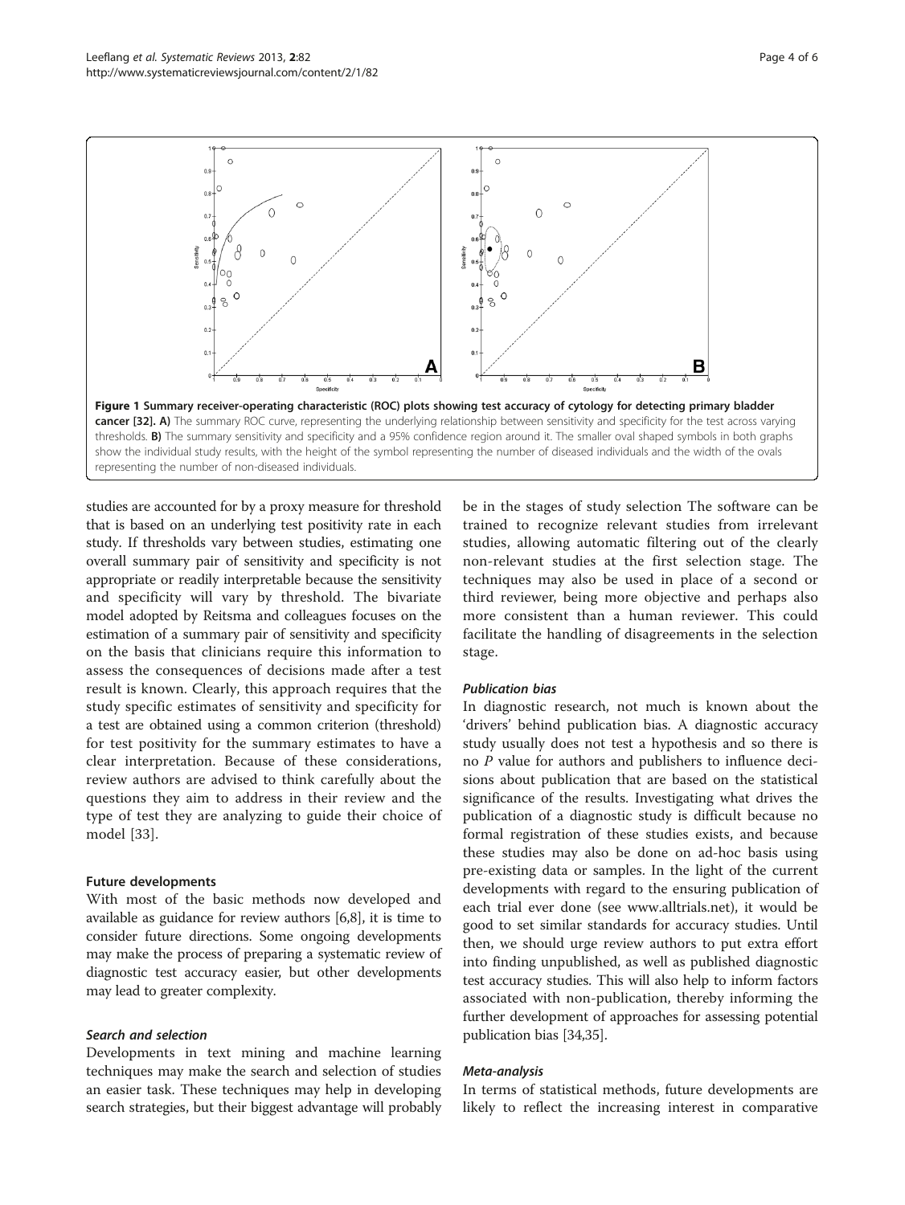**Figure 1 Summary receiver-operating characteristic (ROC) plots showing test accuracy of cytology for detecting primary bladder cancer [32]. A)** The summary ROC curve, representing the underlying relationship between sensitivity and specificity for the test across varying thresholds. **B)** The summary sensitivity and specificity and a 95% confidence region around it. The smaller oval shaped symbols in both graphs show the individual study results, with the height of the symbol representing the number of diseased individuals and the width of the ovals representing the number of non-diseased individuals.

studies are accounted for by a proxy measure for threshold that is based on an underlying test positivity rate in each study. If thresholds vary between studies, estimating one overall summary pair of sensitivity and specificity is not appropriate or readily interpretable because the sensitivity and specificity will vary by threshold. The bivariate model adopted by Reitsma and colleagues focuses on the estimation of a summary pair of sensitivity and specificity on the basis that clinicians require this information to assess the consequences of decisions made after a test result is known. Clearly, this approach requires that the study specific estimates of sensitivity and specificity for a test are obtained using a common criterion (threshold) for test positivity for the summary estimates to have a clear interpretation. Because of these considerations, review authors are advised to think carefully about the questions they aim to address in their review and the type of test they are analyzing to guide their choice of model [33].

## Future developments

With most of the basic methods now developed and available as guidance for review authors [6,8], it is time to consider future directions. Some ongoing developments may make the process of preparing a systematic review of diagnostic test accuracy easier, but other developments may lead to greater complexity.

### *Search and selection*

Developments in text mining and machine learning techniques may make the search and selection of studies an easier task. These techniques may help in developing search strategies, but their biggest advantage will probably be in the stages of study selection The software can be trained to recognize relevant studies from irrelevant studies, allowing automatic filtering out of the clearly non-relevant studies at the first selection stage. The techniques may also be used in place of a second or third reviewer, being more objective and perhaps also more consistent than a human reviewer. This could facilitate the handling of disagreements in the selection stage.

### *Publication bias*

In diagnostic research, not much is known about the 'drivers' behind publication bias. A diagnostic accuracy study usually does not test a hypothesis and so there is no *P* value for authors and publishers to influence decisions about publication that are based on the statistical significance of the results. Investigating what drives the publication of a diagnostic study is difficult because no formal registration of these studies exists, and because these studies may also be done on ad-hoc basis using pre-existing data or samples. In the light of the current developments with regard to the ensuring publication of each trial ever done (see www.alltrials.net), it would be good to set similar standards for accuracy studies. Until then, we should urge review authors to put extra effort into finding unpublished, as well as published diagnostic test accuracy studies. This will also help to inform factors associated with non-publication, thereby informing the further development of approaches for assessing potential publication bias [34,35].

### *Meta-analysis*

In terms of statistical methods, future developments are likely to reflect the increasing interest in comparative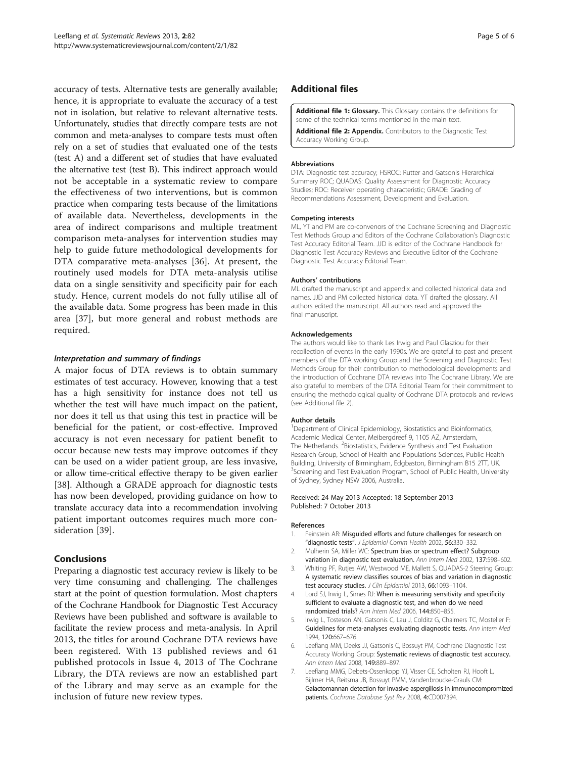accuracy of tests. Alternative tests are generally available; hence, it is appropriate to evaluate the accuracy of a test not in isolation, but relative to relevant alternative tests. Unfortunately, studies that directly compare tests are not common and meta-analyses to compare tests must often rely on a set of studies that evaluated one of the tests (test A) and a different set of studies that have evaluated the alternative test (test B). This indirect approach would not be acceptable in a systematic review to compare the effectiveness of two interventions, but is common practice when comparing tests because of the limitations of available data. Nevertheless, developments in the area of indirect comparisons and multiple treatment comparison meta-analyses for intervention studies may help to guide future methodological developments for DTA comparative meta-analyses [36]. At present, the routinely used models for DTA meta-analysis utilise data on a single sensitivity and specificity pair for each study. Hence, current models do not fully utilise all of the available data. Some progress has been made in this area [37], but more general and robust methods are required.

### *Interpretation and summary of findings*

A major focus of DTA reviews is to obtain summary estimates of test accuracy. However, knowing that a test has a high sensitivity for instance does not tell us whether the test will have much impact on the patient, nor does it tell us that using this test in practice will be beneficial for the patient, or cost-effective. Improved accuracy is not even necessary for patient benefit to occur because new tests may improve outcomes if they can be used on a wider patient group, are less invasive, or allow time-critical effective therapy to be given earlier [38]. Although a GRADE approach for diagnostic tests has now been developed, providing guidance on how to translate accuracy data into a recommendation involving patient important outcomes requires much more consideration [39].

## Conclusions

Preparing a diagnostic test accuracy review is likely to be very time consuming and challenging. The challenges start at the point of question formulation. Most chapters of the Cochrane Handbook for Diagnostic Test Accuracy Reviews have been published and software is available to facilitate the review process and meta-analysis. In April 2013, the titles for around Cochrane DTA reviews have been registered. With 13 published reviews and 61 published protocols in Issue 4, 2013 of The Cochrane Library, the DTA reviews are now an established part of the Library and may serve as an example for the inclusion of future new review types.

## Additional files

**Additional file 1: Glossary.** This Glossary contains the definitions for some of the technical terms mentioned in the main text.

**Additional file 2: Appendix.** Contributors to the Diagnostic Test Accuracy Working Group.

#### Abbreviations

DTA: Diagnostic test accuracy; HSROC: Rutter and Gatsonis Hierarchical Summary ROC; QUADAS: Quality Assessment for Diagnostic Accuracy Studies; ROC: Receiver operating characteristic; GRADE: Grading of Recommendations Assessment, Development and Evaluation.

#### Competing interests

ML, YT and PM are co-convenors of the Cochrane Screening and Diagnostic Test Methods Group and Editors of the Cochrane Collaboration's Diagnostic Test Accuracy Editorial Team. JJD is editor of the Cochrane Handbook for Diagnostic Test Accuracy Reviews and Executive Editor of the Cochrane Diagnostic Test Accuracy Editorial Team.

#### Authors' contributions

ML drafted the manuscript and appendix and collected historical data and names. JJD and PM collected historical data. YT drafted the glossary. All authors edited the manuscript. All authors read and approved the final manuscript.

#### Acknowledgements

The authors would like to thank Les Irwig and Paul Glasziou for their recollection of events in the early 1990s. We are grateful to past and present members of the DTA working Group and the Screening and Diagnostic Test Methods Group for their contribution to methodological developments and the introduction of Cochrane DTA reviews into The Cochrane Library. We are also grateful to members of the DTA Editorial Team for their commitment to ensuring the methodological quality of Cochrane DTA protocols and reviews (see Additional file 2).

#### Author details

[1]Department of Clinical Epidemiology, Biostatistics and Bioinformatics, Academic Medical Center, Meibergdreef 9, 1105 AZ, Amsterdam, The Netherlands. [2]Biostatistics, Evidence Synthesis and Test Evaluation Research Group, School of Health and Populations Sciences, Public Health Building, University of Birmingham, Edgbaston, Birmingham B15 2TT, UK. [3]Screening and Test Evaluation Program, School of Public Health, University of Sydney, Sydney NSW 2006, Australia.

Received: 24 May 2013 Accepted: 18 September 2013
Published: 7 October 2013

#### References

1. Feinstein AR: **Misguided efforts and future challenges for research on "diagnostic tests".** *J Epidemiol Comm Health* 2002, **56:**330–332.
2. Mulherin SA, Miller WC: **Spectrum bias or spectrum effect? Subgroup variation in diagnostic test evaluation.** *Ann Intern Med* 2002, **137:**598–602.
3. Whiting PF, Rutjes AW, Westwood ME, Mallett S, QUADAS-2 Steering Group: **A systematic review classifies sources of bias and variation in diagnostic test accuracy studies.** *J Clin Epidemiol* 2013, **66:**1093–1104.
4. Lord SJ, Irwig L, Simes RJ: **When is measuring sensitivity and specificity sufficient to evaluate a diagnostic test, and when do we need randomized trials?** *Ann Intern Med* 2006, **144:**850–855.
5. Irwig L, Tosteson AN, Gatsonis C, Lau J, Colditz G, Chalmers TC, Mosteller F: **Guidelines for meta-analyses evaluating diagnostic tests.** *Ann Intern Med* 1994, **120:**667–676.
6. Leeflang MM, Deeks JJ, Gatsonis C, Bossuyt PM, Cochrane Diagnostic Test Accuracy Working Group: **Systematic reviews of diagnostic test accuracy.** *Ann Intern Med* 2008, **149:**889–897.
7. Leeflang MMG, Debets-Ossenkopp YJ, Visser CE, Scholten RJ, Hooft L, Bijlmer HA, Reitsma JB, Bossuyt PMM, Vandenbroucke-Grauls CM: **Galactomannan detection for invasive aspergillosis in immunocompromized patients.** *Cochrane Database Syst Rev* 2008, **4:**CD007394.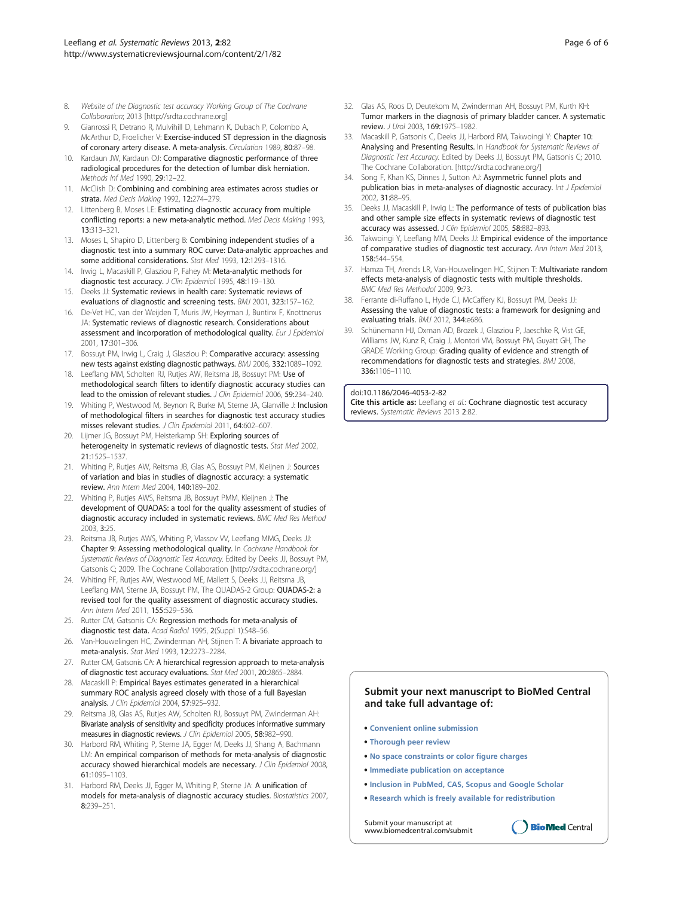8. *Website of the Diagnostic test accuracy Working Group of The Cochrane Collaboration*; 2013 [http://srdta.cochrane.org]
9. Gianrossi R, Detrano R, Mulvihill D, Lehmann K, Dubach P, Colombo A, McArthur D, Froelicher V: **Exercise-induced ST depression in the diagnosis of coronary artery disease. A meta-analysis.** *Circulation* 1989, **80:**87–98.
10. Kardaun JW, Kardaun OJ: **Comparative diagnostic performance of three radiological procedures for the detection of lumbar disk herniation.** *Methods Inf Med* 1990, **29:**12–22.
11. McClish D: **Combining and combining area estimates across studies or strata.** *Med Decis Making* 1992, **12:**274–279.
12. Littenberg B, Moses LE: **Estimating diagnostic accuracy from multiple conflicting reports: a new meta-analytic method.** *Med Decis Making* 1993, **13:**313–321.
13. Moses L, Shapiro D, Littenberg B: **Combining independent studies of a diagnostic test into a summary ROC curve: Data-analytic approaches and some additional considerations.** *Stat Med* 1993, **12:**1293–1316.
14. Irwig L, Macaskill P, Glasziou P, Fahey M: **Meta-analytic methods for diagnostic test accuracy.** *J Clin Epidemiol* 1995, **48:**119–130.
15. Deeks JJ: **Systematic reviews in health care: Systematic reviews of evaluations of diagnostic and screening tests.** *BMJ* 2001, **323:**157–162.
16. De-Vet HC, van der Weijden T, Muris JW, Heyrman J, Buntinx F, Knottnerus JA: **Systematic reviews of diagnostic research. Considerations about assessment and incorporation of methodological quality.** *Eur J Epidemiol* 2001, **17:**301–306.
17. Bossuyt PM, Irwig L, Craig J, Glasziou P: **Comparative accuracy: assessing new tests against existing diagnostic pathways.** *BMJ* 2006, **332:**1089–1092.
18. Leeflang MM, Scholten RJ, Rutjes AW, Reitsma JB, Bossuyt PM: **Use of methodological search filters to identify diagnostic accuracy studies can lead to the omission of relevant studies.** *J Clin Epidemiol* 2006, **59:**234–240.
19. Whiting P, Westwood M, Beynon R, Burke M, Sterne JA, Glanville J: **Inclusion of methodological filters in searches for diagnostic test accuracy studies misses relevant studies.** *J Clin Epidemiol* 2011, **64:**602–607.
20. Lijmer JG, Bossuyt PM, Heisterkamp SH: **Exploring sources of heterogeneity in systematic reviews of diagnostic tests.** *Stat Med* 2002, **21:**1525–1537.
21. Whiting P, Rutjes AW, Reitsma JB, Glas AS, Bossuyt PM, Kleijnen J: **Sources of variation and bias in studies of diagnostic accuracy: a systematic review.** *Ann Intern Med* 2004, **140:**189–202.
22. Whiting P, Rutjes AWS, Reitsma JB, Bossuyt PMM, Kleijnen J: **The development of QUADAS: a tool for the quality assessment of studies of diagnostic accuracy included in systematic reviews.** *BMC Med Res Method* 2003, **3:**25.
23. Reitsma JB, Rutjes AWS, Whiting P, Vlassov VV, Leeflang MMG, Deeks JJ: **Chapter 9: Assessing methodological quality.** In *Cochrane Handbook for Systematic Reviews of Diagnostic Test Accuracy.* Edited by Deeks JJ, Bossuyt PM, Gatsonis C; 2009. The Cochrane Collaboration [http://srdta.cochrane.org/]
24. Whiting PF, Rutjes AW, Westwood ME, Mallett S, Deeks JJ, Reitsma JB, Leeflang MM, Sterne JA, Bossuyt PM, The QUADAS-2 Group: **QUADAS-2: a revised tool for the quality assessment of diagnostic accuracy studies.** *Ann Intern Med* 2011, **155:**529–536.
25. Rutter CM, Gatsonis CA: **Regression methods for meta-analysis of diagnostic test data.** *Acad Radiol* 1995, **2**(Suppl 1):S48–56.
26. Van-Houwelingen HC, Zwinderman AH, Stijnen T: **A bivariate approach to meta-analysis.** *Stat Med* 1993, **12:**2273–2284.
27. Rutter CM, Gatsonis CA: **A hierarchical regression approach to meta-analysis of diagnostic test accuracy evaluations.** *Stat Med* 2001, **20:**2865–2884.
28. Macaskill P: **Empirical Bayes estimates generated in a hierarchical summary ROC analysis agreed closely with those of a full Bayesian analysis.** *J Clin Epidemiol* 2004, **57:**925–932.
29. Reitsma JB, Glas AS, Rutjes AW, Scholten RJ, Bossuyt PM, Zwinderman AH: **Bivariate analysis of sensitivity and specificity produces informative summary measures in diagnostic reviews.** *J Clin Epidemiol* 2005, **58:**982–990.
30. Harbord RM, Whiting P, Sterne JA, Egger M, Deeks JJ, Shang A, Bachmann LM: **An empirical comparison of methods for meta-analysis of diagnostic accuracy showed hierarchical models are necessary.** *J Clin Epidemiol* 2008, **61:**1095–1103.
31. Harbord RM, Deeks JJ, Egger M, Whiting P, Sterne JA: **A unification of models for meta-analysis of diagnostic accuracy studies.** *Biostatistics* 2007, **8:**239–251.
32. Glas AS, Roos D, Deutekom M, Zwinderman AH, Bossuyt PM, Kurth KH: **Tumor markers in the diagnosis of primary bladder cancer. A systematic review.** *J Urol* 2003, **169:**1975–1982.
33. Macaskill P, Gatsonis C, Deeks JJ, Harbord RM, Takwoingi Y: **Chapter 10: Analysing and Presenting Results.** In *Handbook for Systematic Reviews of Diagnostic Test Accuracy.* Edited by Deeks JJ, Bossuyt PM, Gatsonis C; 2010. The Cochrane Collaboration. [http://srdta.cochrane.org/]
34. Song F, Khan KS, Dinnes J, Sutton AJ: **Asymmetric funnel plots and publication bias in meta-analyses of diagnostic accuracy.** *Int J Epidemiol* 2002, **31:**88–95.
35. Deeks JJ, Macaskill P, Irwig L: **The performance of tests of publication bias and other sample size effects in systematic reviews of diagnostic test accuracy was assessed.** *J Clin Epidemiol* 2005, **58:**882–893.
36. Takwoingi Y, Leeflang MM, Deeks JJ: **Empirical evidence of the importance of comparative studies of diagnostic test accuracy.** *Ann Intern Med* 2013, **158:**544–554.
37. Hamza TH, Arends LR, Van-Houwelingen HC, Stijnen T: **Multivariate random effects meta-analysis of diagnostic tests with multiple thresholds.** *BMC Med Res Methodol* 2009, **9:**73.
38. Ferrante di-Ruffano L, Hyde CJ, McCaffery KJ, Bossuyt PM, Deeks JJ: **Assessing the value of diagnostic tests: a framework for designing and evaluating trials.** *BMJ* 2012, **344:**e686.
39. Schünemann HJ, Oxman AD, Brozek J, Glasziou P, Jaeschke R, Vist GE, Williams JW, Kunz R, Craig J, Montori VM, Bossuyt PM, Guyatt GH, The GRADE Working Group: **Grading quality of evidence and strength of recommendations for diagnostic tests and strategies.** *BMJ* 2008, **336:**1106–1110.

doi:10.1186/2046-4053-2-82
**Cite this article as:** Leeflang *et al.*: Cochrane diagnostic test accuracy reviews. *Systematic Reviews* 2013 **2**:82.

**Submit your next manuscript to BioMed Central and take full advantage of:**

- **Convenient online submission**
- **Thorough peer review**
- **No space constraints or color figure charges**
- **Immediate publication on acceptance**
- **Inclusion in PubMed, CAS, Scopus and Google Scholar**
- **Research which is freely available for redistribution**

Submit your manuscript at
www.biomedcentral.com/submit

BioMed Central